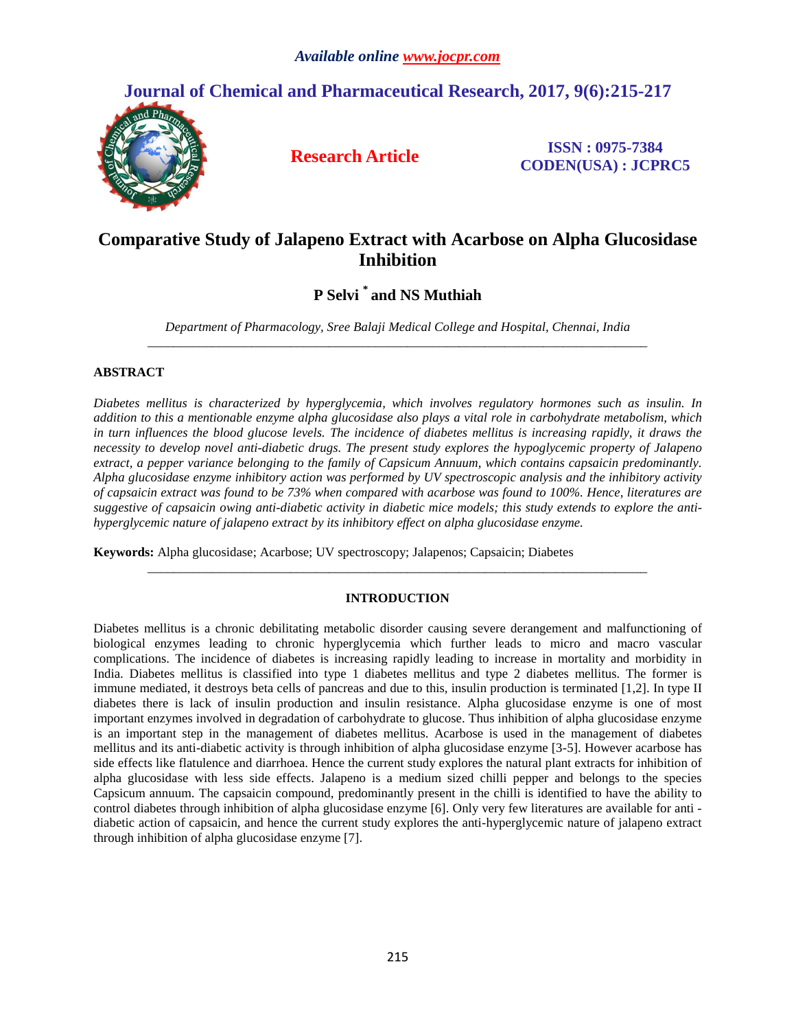# Comparative Study of Jalapeno Extract with Acarbose on Alpha Glucosidase Inhibition

**P Selvi \* and NS Muthiah**

*Department of Pharmacology, Sree Balaji Medical College and Hospital, Chennai, India*

---

**Research Article**

**ISSN : 0975-7384**
**CODEN(USA) : JCPRC5**

## ABSTRACT

*Diabetes mellitus is characterized by hyperglycemia, which involves regulatory hormones such as insulin. In addition to this a mentionable enzyme alpha glucosidase also plays a vital role in carbohydrate metabolism, which in turn influences the blood glucose levels. The incidence of diabetes mellitus is increasing rapidly, it draws the necessity to develop novel anti-diabetic drugs. The present study explores the hypoglycemic property of Jalapeno extract, a pepper variance belonging to the family of Capsicum Annuum, which contains capsaicin predominantly. Alpha glucosidase enzyme inhibitory action was performed by UV spectroscopic analysis and the inhibitory activity of capsaicin extract was found to be 73% when compared with acarbose was found to 100%. Hence, literatures are suggestive of capsaicin owing anti-diabetic activity in diabetic mice models; this study extends to explore the anti-hyperglycemic nature of jalapeno extract by its inhibitory effect on alpha glucosidase enzyme.*

**Keywords:** Alpha glucosidase; Acarbose; UV spectroscopy; Jalapenos; Capsaicin; Diabetes

---

## INTRODUCTION

Diabetes mellitus is a chronic debilitating metabolic disorder causing severe derangement and malfunctioning of biological enzymes leading to chronic hyperglycemia which further leads to micro and macro vascular complications. The incidence of diabetes is increasing rapidly leading to increase in mortality and morbidity in India. Diabetes mellitus is classified into type 1 diabetes mellitus and type 2 diabetes mellitus. The former is immune mediated, it destroys beta cells of pancreas and due to this, insulin production is terminated [1,2]. In type II diabetes there is lack of insulin production and insulin resistance. Alpha glucosidase enzyme is one of most important enzymes involved in degradation of carbohydrate to glucose. Thus inhibition of alpha glucosidase enzyme is an important step in the management of diabetes mellitus. Acarbose is used in the management of diabetes mellitus and its anti-diabetic activity is through inhibition of alpha glucosidase enzyme [3-5]. However acarbose has side effects like flatulence and diarrhoea. Hence the current study explores the natural plant extracts for inhibition of alpha glucosidase with less side effects. Jalapeno is a medium sized chilli pepper and belongs to the species Capsicum annuum. The capsaicin compound, predominantly present in the chilli is identified to have the ability to control diabetes through inhibition of alpha glucosidase enzyme [6]. Only very few literatures are available for anti - diabetic action of capsaicin, and hence the current study explores the anti-hyperglycemic nature of jalapeno extract through inhibition of alpha glucosidase enzyme [7].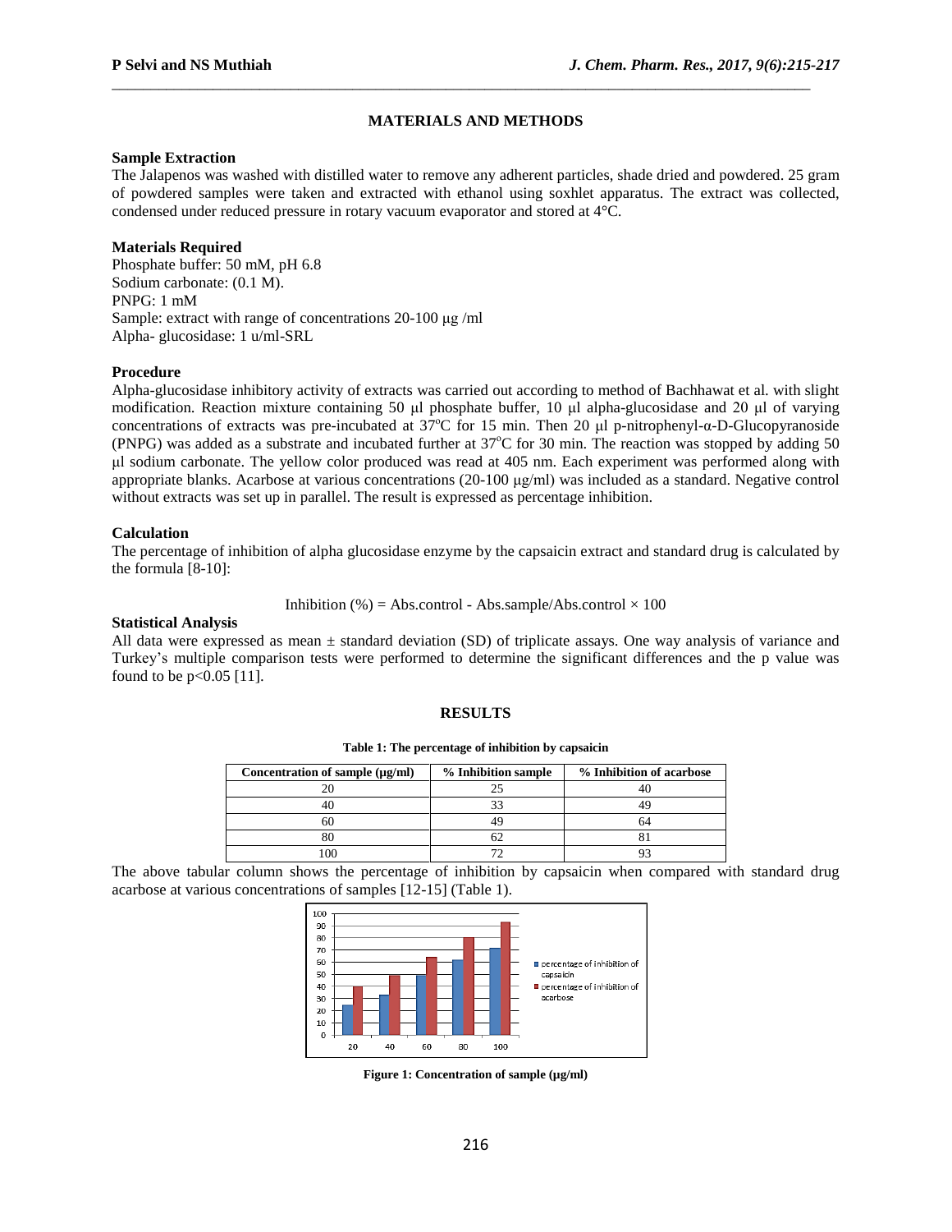## MATERIALS AND METHODS

### Sample Extraction

The Jalapenos was washed with distilled water to remove any adherent particles, shade dried and powdered. 25 gram of powdered samples were taken and extracted with ethanol using soxhlet apparatus. The extract was collected, condensed under reduced pressure in rotary vacuum evaporator and stored at 4°C.

### Materials Required

Phosphate buffer: 50 mM, pH 6.8
Sodium carbonate: (0.1 M).
PNPG: 1 mM
Sample: extract with range of concentrations 20-100 μg /ml
Alpha- glucosidase: 1 u/ml-SRL

### Procedure

Alpha-glucosidase inhibitory activity of extracts was carried out according to method of Bachhawat et al. with slight modification. Reaction mixture containing 50 μl phosphate buffer, 10 μl alpha-glucosidase and 20 μl of varying concentrations of extracts was pre-incubated at 37°C for 15 min. Then 20 μl p-nitrophenyl-α-D-Glucopyranoside (PNPG) was added as a substrate and incubated further at 37°C for 30 min. The reaction was stopped by adding 50 μl sodium carbonate. The yellow color produced was read at 405 nm. Each experiment was performed along with appropriate blanks. Acarbose at various concentrations (20-100 μg/ml) was included as a standard. Negative control without extracts was set up in parallel. The result is expressed as percentage inhibition.

### Calculation

The percentage of inhibition of alpha glucosidase enzyme by the capsaicin extract and standard drug is calculated by the formula [8-10]:

$$\text{Inhibition (\%)} = \text{Abs.control - Abs.sample/Abs.control} \times 100$$

### Statistical Analysis

All data were expressed as mean ± standard deviation (SD) of triplicate assays. One way analysis of variance and Turkey's multiple comparison tests were performed to determine the significant differences and the p value was found to be $p<0.05$ [11].

## RESULTS

**Table 1: The percentage of inhibition by capsaicin**

| Concentration of sample (μg/ml) | % Inhibition sample | % Inhibition of acarbose |
|---|---|---|
| 20 | 25 | 40 |
| 40 | 33 | 49 |
| 60 | 49 | 64 |
| 80 | 62 | 81 |
| 100 | 72 | 93 |

The above tabular column shows the percentage of inhibition by capsaicin when compared with standard drug acarbose at various concentrations of samples [12-15] (Table 1).

**Figure 1: Concentration of sample (μg/ml)**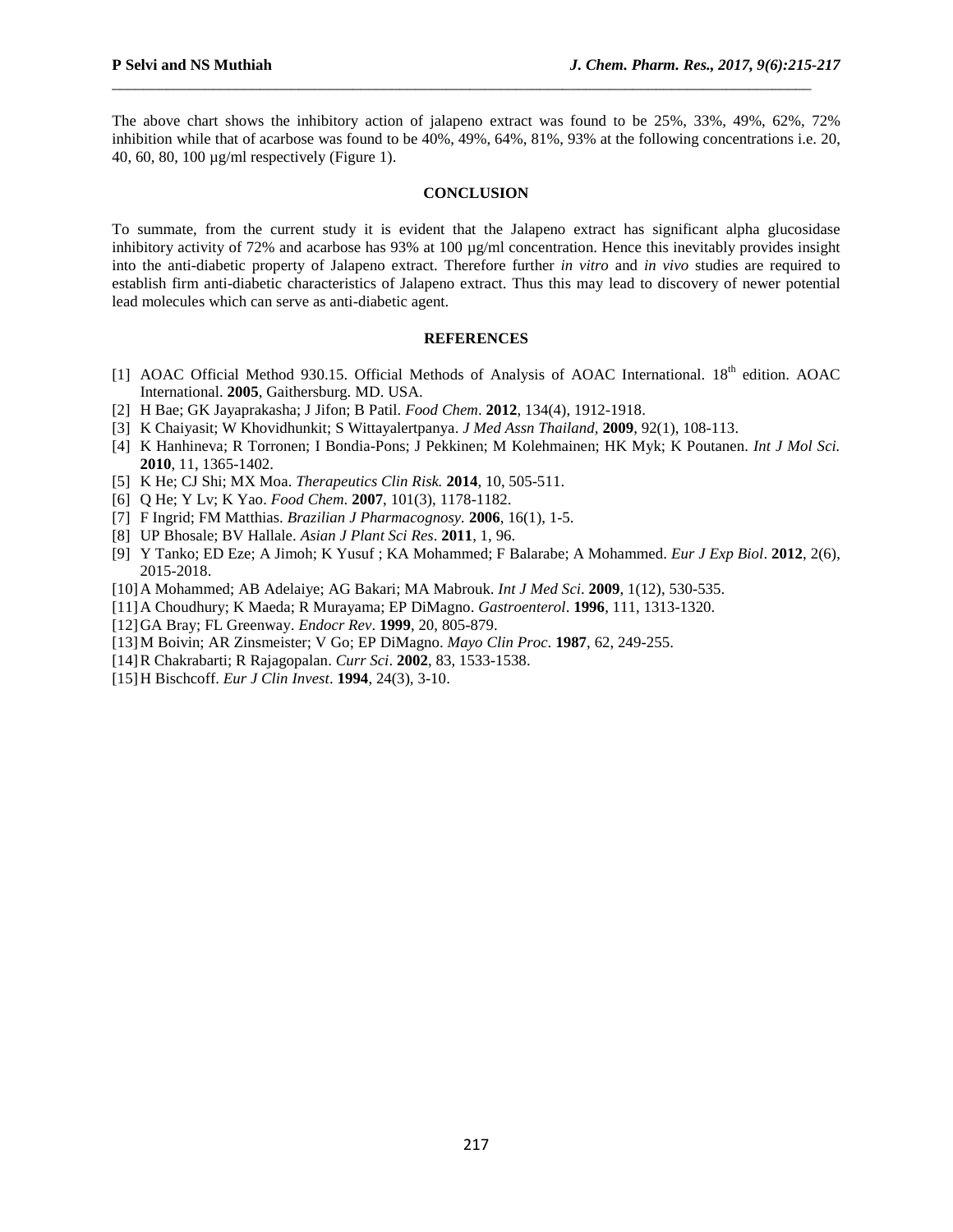The above chart shows the inhibitory action of jalapeno extract was found to be 25%, 33%, 49%, 62%, 72% inhibition while that of acarbose was found to be 40%, 49%, 64%, 81%, 93% at the following concentrations i.e. 20, 40, 60, 80, 100 µg/ml respectively (Figure 1).

## CONCLUSION

To summate, from the current study it is evident that the Jalapeno extract has significant alpha glucosidase inhibitory activity of 72% and acarbose has 93% at 100 µg/ml concentration. Hence this inevitably provides insight into the anti-diabetic property of Jalapeno extract. Therefore further *in vitro* and *in vivo* studies are required to establish firm anti-diabetic characteristics of Jalapeno extract. Thus this may lead to discovery of newer potential lead molecules which can serve as anti-diabetic agent.

## REFERENCES

[1] AOAC Official Method 930.15. Official Methods of Analysis of AOAC International. 18th edition. AOAC International. **2005**, Gaithersburg. MD. USA.

[2] H Bae; GK Jayaprakasha; J Jifon; B Patil. *Food Chem*. **2012**, 134(4), 1912-1918.

[3] K Chaiyasit; W Khovidhunkit; S Wittayalertpanya. *J Med Assn Thailand*, **2009**, 92(1), 108-113.

[4] K Hanhineva; R Torronen; I Bondia-Pons; J Pekkinen; M Kolehmainen; HK Myk; K Poutanen. *Int J Mol Sci.* **2010**, 11, 1365-1402.

[5] K He; CJ Shi; MX Moa. *Therapeutics Clin Risk.* **2014**, 10, 505-511.

[6] Q He; Y Lv; K Yao. *Food Chem*. **2007**, 101(3), 1178-1182.

[7] F Ingrid; FM Matthias. *Brazilian J Pharmacognosy.* **2006**, 16(1), 1-5.

[8] UP Bhosale; BV Hallale. *Asian J Plant Sci Res*. **2011**, 1, 96.

[9] Y Tanko; ED Eze; A Jimoh; K Yusuf ; KA Mohammed; F Balarabe; A Mohammed. *Eur J Exp Biol*. **2012**, 2(6), 2015-2018.

[10] A Mohammed; AB Adelaiye; AG Bakari; MA Mabrouk. *Int J Med Sci*. **2009**, 1(12), 530-535.

[11] A Choudhury; K Maeda; R Murayama; EP DiMagno. *Gastroenterol*. **1996**, 111, 1313-1320.

[12] GA Bray; FL Greenway. *Endocr Rev*. **1999**, 20, 805-879.

[13] M Boivin; AR Zinsmeister; V Go; EP DiMagno. *Mayo Clin Proc*. **1987**, 62, 249-255.

[14] R Chakrabarti; R Rajagopalan. *Curr Sci*. **2002**, 83, 1533-1538.

[15] H Bischcoff. *Eur J Clin Invest*. **1994**, 24(3), 3-10.